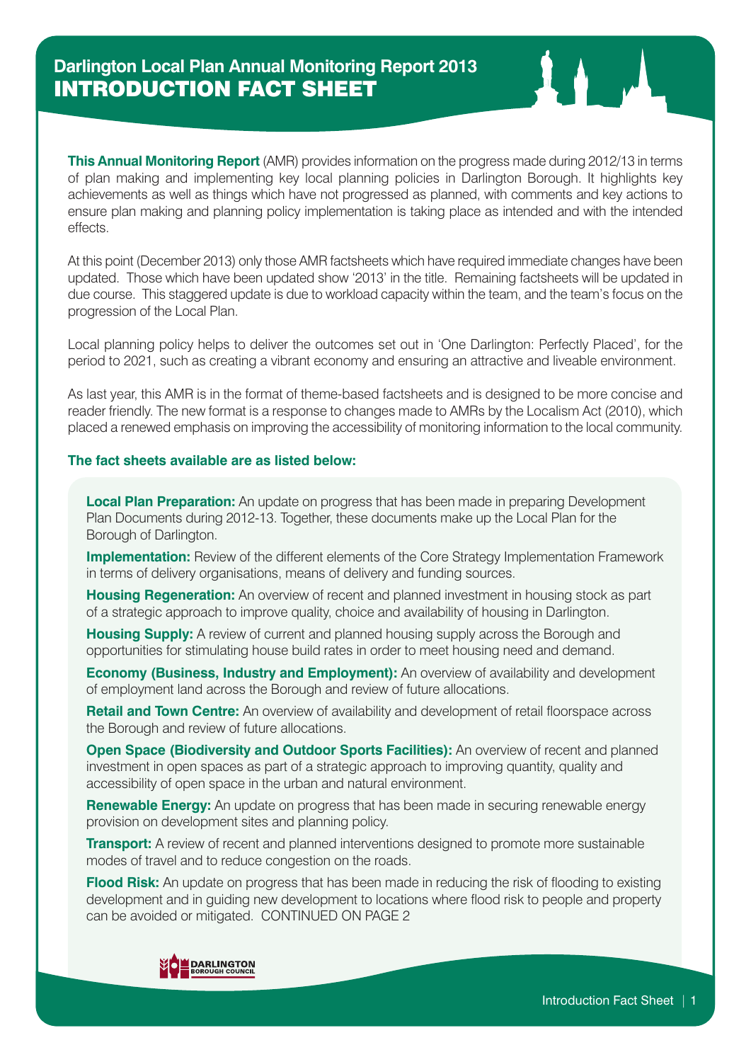# Darlington Local Plan Annual Monitoring Report 2013

## INTRODUCTION FACT SHEET

**This Annual Monitoring Report** (AMR) provides information on the progress made during 2012/13 in terms of plan making and implementing key local planning policies in Darlington Borough. It highlights key achievements as well as things which have not progressed as planned, with comments and key actions to ensure plan making and planning policy implementation is taking place as intended and with the intended effects.

At this point (December 2013) only those AMR factsheets which have required immediate changes have been updated. Those which have been updated show '2013' in the title. Remaining factsheets will be updated in due course. This staggered update is due to workload capacity within the team, and the team's focus on the progression of the Local Plan.

Local planning policy helps to deliver the outcomes set out in 'One Darlington: Perfectly Placed', for the period to 2021, such as creating a vibrant economy and ensuring an attractive and liveable environment.

As last year, this AMR is in the format of theme-based factsheets and is designed to be more concise and reader friendly. The new format is a response to changes made to AMRs by the Localism Act (2010), which placed a renewed emphasis on improving the accessibility of monitoring information to the local community.

**The fact sheets available are as listed below:**

**Local Plan Preparation:** An update on progress that has been made in preparing Development Plan Documents during 2012-13. Together, these documents make up the Local Plan for the Borough of Darlington.

**Implementation:** Review of the different elements of the Core Strategy Implementation Framework in terms of delivery organisations, means of delivery and funding sources.

**Housing Regeneration:** An overview of recent and planned investment in housing stock as part of a strategic approach to improve quality, choice and availability of housing in Darlington.

**Housing Supply:** A review of current and planned housing supply across the Borough and opportunities for stimulating house build rates in order to meet housing need and demand.

**Economy (Business, Industry and Employment):** An overview of availability and development of employment land across the Borough and review of future allocations.

**Retail and Town Centre:** An overview of availability and development of retail floorspace across the Borough and review of future allocations.

**Open Space (Biodiversity and Outdoor Sports Facilities):** An overview of recent and planned investment in open spaces as part of a strategic approach to improving quantity, quality and accessibility of open space in the urban and natural environment.

**Renewable Energy:** An update on progress that has been made in securing renewable energy provision on development sites and planning policy.

**Transport:** A review of recent and planned interventions designed to promote more sustainable modes of travel and to reduce congestion on the roads.

**Flood Risk:** An update on progress that has been made in reducing the risk of flooding to existing development and in guiding new development to locations where flood risk to people and property can be avoided or mitigated. CONTINUED ON PAGE 2

DARLINGTON BOROUGH COUNCIL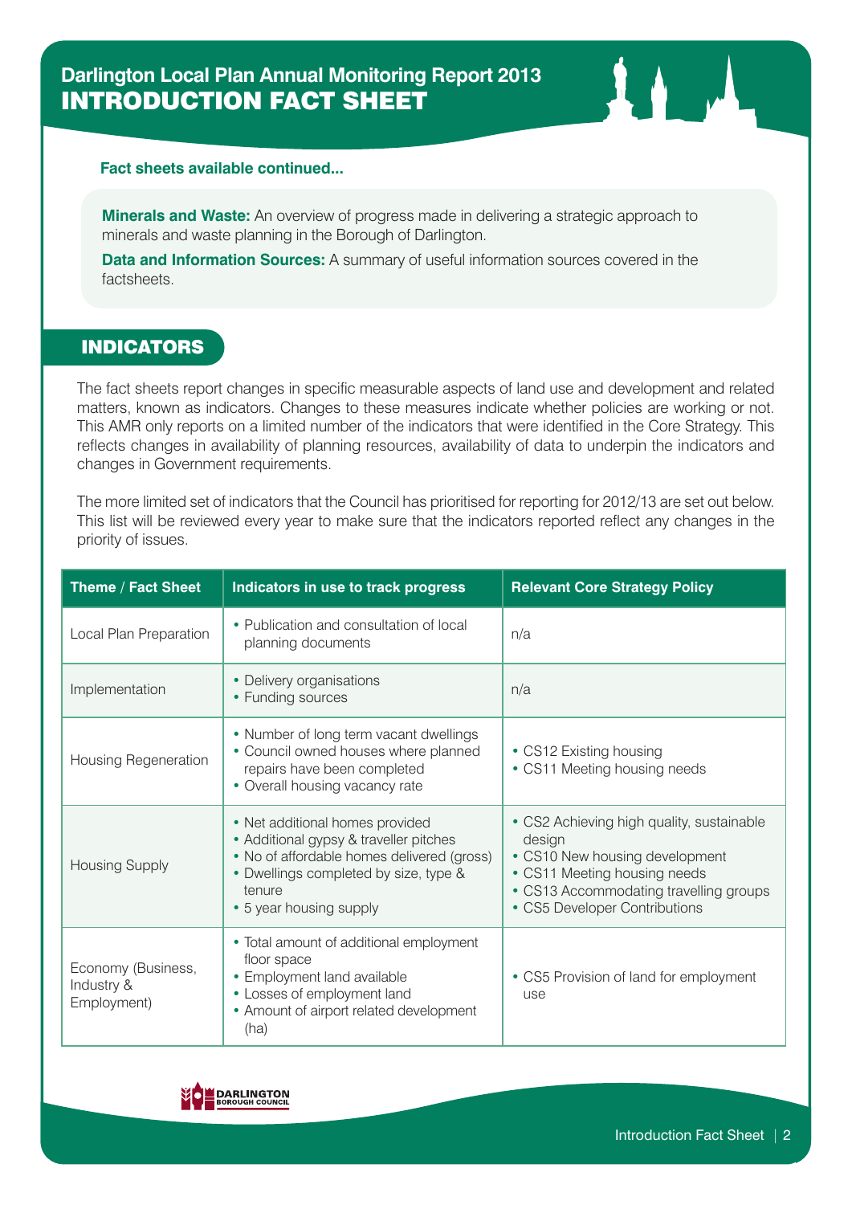# Darlington Local Plan Annual Monitoring Report 2013
# INTRODUCTION FACT SHEET

**Fact sheets available continued...**

**Minerals and Waste:** An overview of progress made in delivering a strategic approach to minerals and waste planning in the Borough of Darlington.

**Data and Information Sources:** A summary of useful information sources covered in the factsheets.

## INDICATORS

The fact sheets report changes in specific measurable aspects of land use and development and related matters, known as indicators. Changes to these measures indicate whether policies are working or not. This AMR only reports on a limited number of the indicators that were identified in the Core Strategy. This reflects changes in availability of planning resources, availability of data to underpin the indicators and changes in Government requirements.

The more limited set of indicators that the Council has prioritised for reporting for 2012/13 are set out below. This list will be reviewed every year to make sure that the indicators reported reflect any changes in the priority of issues.

| Theme / Fact Sheet | Indicators in use to track progress | Relevant Core Strategy Policy |
|---|---|---|
| Local Plan Preparation | • Publication and consultation of local planning documents | n/a |
| Implementation | • Delivery organisations<br>• Funding sources | n/a |
| Housing Regeneration | • Number of long term vacant dwellings<br>• Council owned houses where planned repairs have been completed<br>• Overall housing vacancy rate | • CS12 Existing housing<br>• CS11 Meeting housing needs |
| Housing Supply | • Net additional homes provided<br>• Additional gypsy & traveller pitches<br>• No of affordable homes delivered (gross)<br>• Dwellings completed by size, type & tenure<br>• 5 year housing supply | • CS2 Achieving high quality, sustainable design<br>• CS10 New housing development<br>• CS11 Meeting housing needs<br>• CS13 Accommodating travelling groups<br>• CS5 Developer Contributions |
| Economy (Business, Industry & Employment) | • Total amount of additional employment floor space<br>• Employment land available<br>• Losses of employment land<br>• Amount of airport related development (ha) | • CS5 Provision of land for employment use |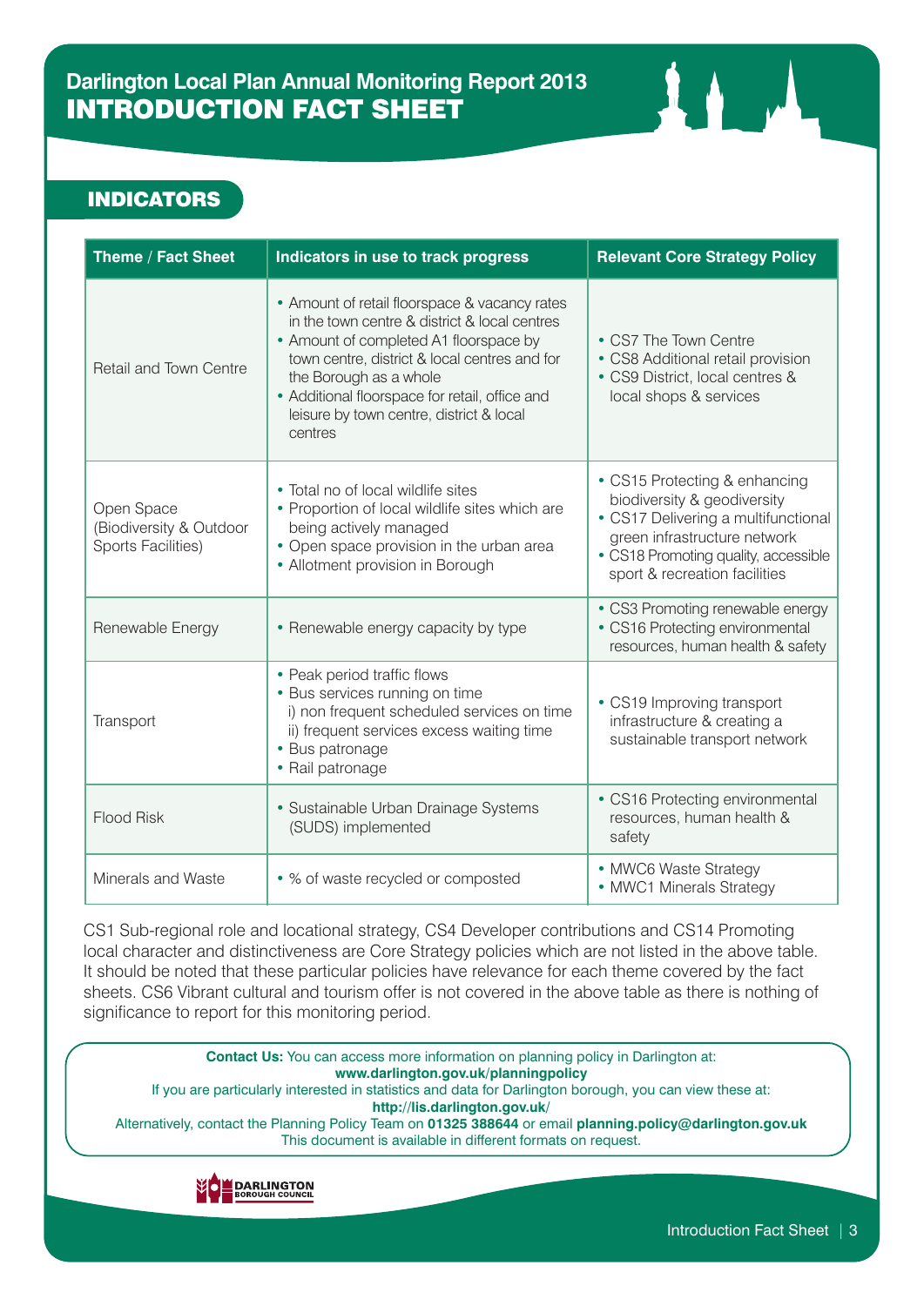# Darlington Local Plan Annual Monitoring Report 2013

# INTRODUCTION FACT SHEET

## INDICATORS

| Theme / Fact Sheet | Indicators in use to track progress | Relevant Core Strategy Policy |
|---|---|---|
| Retail and Town Centre | • Amount of retail floorspace & vacancy rates in the town centre & district & local centres<br>• Amount of completed A1 floorspace by town centre, district & local centres and for the Borough as a whole<br>• Additional floorspace for retail, office and leisure by town centre, district & local centres | • CS7 The Town Centre<br>• CS8 Additional retail provision<br>• CS9 District, local centres & local shops & services |
| Open Space (Biodiversity & Outdoor Sports Facilities) | • Total no of local wildlife sites<br>• Proportion of local wildlife sites which are being actively managed<br>• Open space provision in the urban area<br>• Allotment provision in Borough | • CS15 Protecting & enhancing biodiversity & geodiversity<br>• CS17 Delivering a multifunctional green infrastructure network<br>• CS18 Promoting quality, accessible sport & recreation facilities |
| Renewable Energy | • Renewable energy capacity by type | • CS3 Promoting renewable energy<br>• CS16 Protecting environmental resources, human health & safety |
| Transport | • Peak period traffic flows<br>• Bus services running on time<br>i) non frequent scheduled services on time<br>ii) frequent services excess waiting time<br>• Bus patronage<br>• Rail patronage | • CS19 Improving transport infrastructure & creating a sustainable transport network |
| Flood Risk | • Sustainable Urban Drainage Systems (SUDS) implemented | • CS16 Protecting environmental resources, human health & safety |
| Minerals and Waste | • % of waste recycled or composted | • MWC6 Waste Strategy<br>• MWC1 Minerals Strategy |

CS1 Sub-regional role and locational strategy, CS4 Developer contributions and CS14 Promoting local character and distinctiveness are Core Strategy policies which are not listed in the above table. It should be noted that these particular policies have relevance for each theme covered by the fact sheets. CS6 Vibrant cultural and tourism offer is not covered in the above table as there is nothing of significance to report for this monitoring period.

**Contact Us:** You can access more information on planning policy in Darlington at: **www.darlington.gov.uk/planningpolicy**
If you are particularly interested in statistics and data for Darlington borough, you can view these at: **http://lis.darlington.gov.uk/**
Alternatively, contact the Planning Policy Team on **01325 388644** or email **planning.policy@darlington.gov.uk**
This document is available in different formats on request.

DARLINGTON BOROUGH COUNCIL